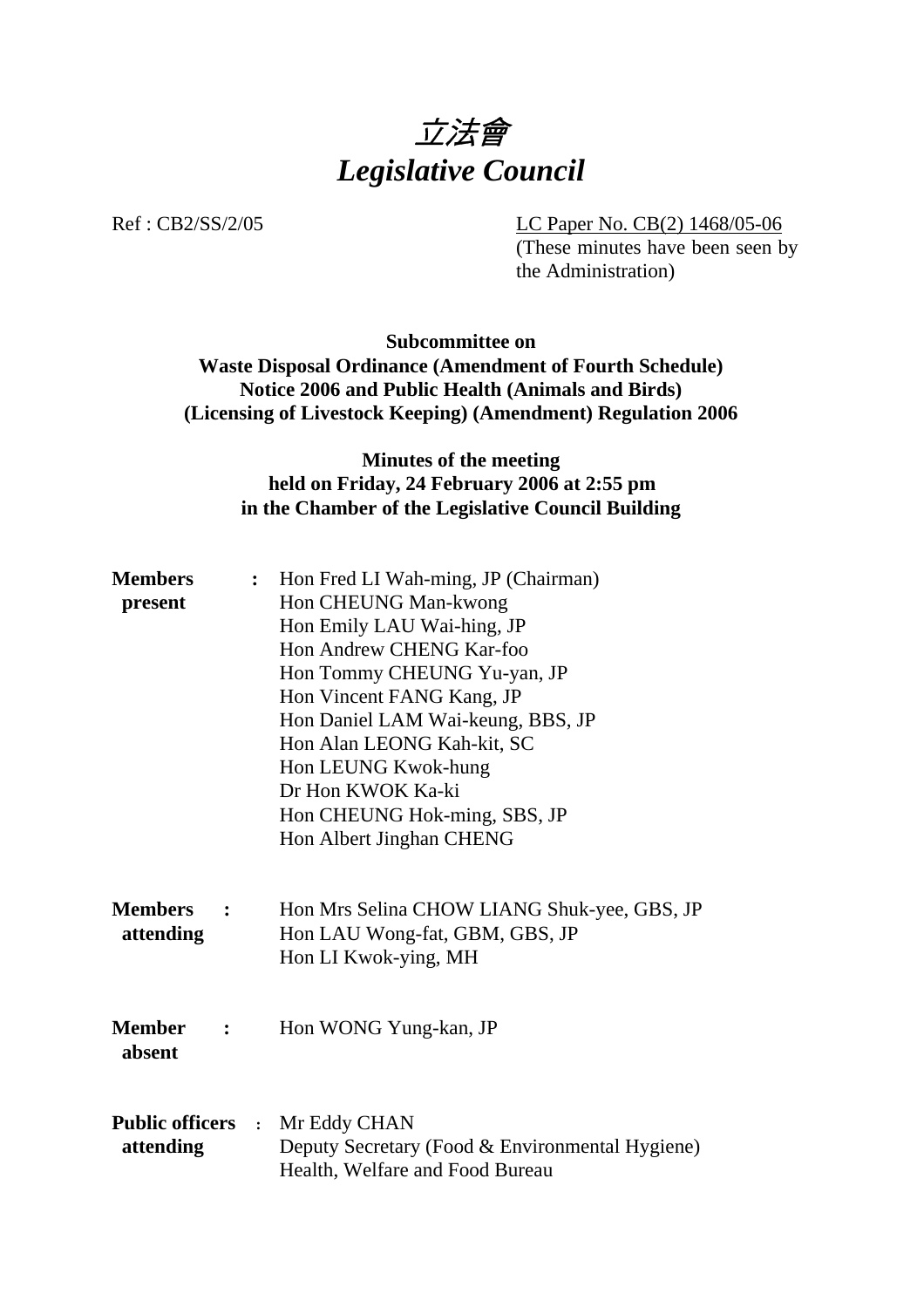# *立法會*
# *Legislative Council*

Ref : CB2/SS/2/05

LC Paper No. CB(2) 1468/05-06
(These minutes have been seen by the Administration)

**Subcommittee on**
**Waste Disposal Ordinance (Amendment of Fourth Schedule) Notice 2006 and Public Health (Animals and Birds) (Licensing of Livestock Keeping) (Amendment) Regulation 2006**

**Minutes of the meeting**
**held on Friday, 24 February 2006 at 2:55 pm**
**in the Chamber of the Legislative Council Building**

**Members present** :
Hon Fred LI Wah-ming, JP (Chairman)
Hon CHEUNG Man-kwong
Hon Emily LAU Wai-hing, JP
Hon Andrew CHENG Kar-foo
Hon Tommy CHEUNG Yu-yan, JP
Hon Vincent FANG Kang, JP
Hon Daniel LAM Wai-keung, BBS, JP
Hon Alan LEONG Kah-kit, SC
Hon LEUNG Kwok-hung
Dr Hon KWOK Ka-ki
Hon CHEUNG Hok-ming, SBS, JP
Hon Albert Jinghan CHENG

**Members attending** :
Hon Mrs Selina CHOW LIANG Shuk-yee, GBS, JP
Hon LAU Wong-fat, GBM, GBS, JP
Hon LI Kwok-ying, MH

**Member absent** :
Hon WONG Yung-kan, JP

**Public officers attending** :
Mr Eddy CHAN
Deputy Secretary (Food & Environmental Hygiene)
Health, Welfare and Food Bureau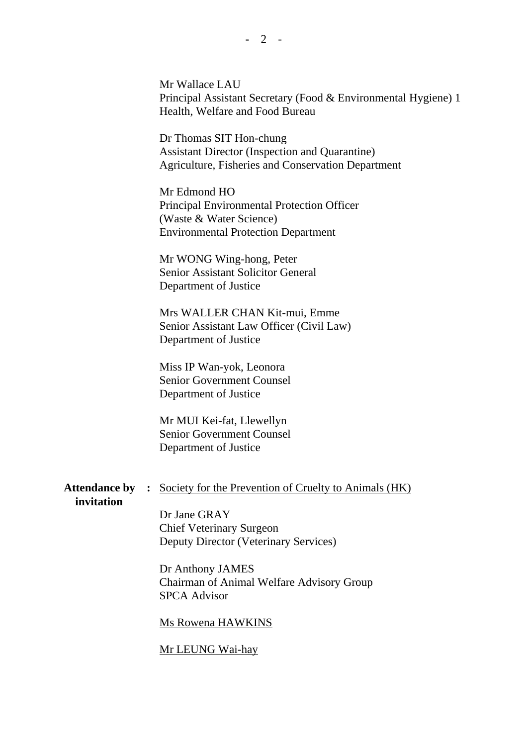Mr Wallace LAU
Principal Assistant Secretary (Food & Environmental Hygiene) 1
Health, Welfare and Food Bureau

Dr Thomas SIT Hon-chung
Assistant Director (Inspection and Quarantine)
Agriculture, Fisheries and Conservation Department

Mr Edmond HO
Principal Environmental Protection Officer
(Waste & Water Science)
Environmental Protection Department

Mr WONG Wing-hong, Peter
Senior Assistant Solicitor General
Department of Justice

Mrs WALLER CHAN Kit-mui, Emme
Senior Assistant Law Officer (Civil Law)
Department of Justice

Miss IP Wan-yok, Leonora
Senior Government Counsel
Department of Justice

Mr MUI Kei-fat, Llewellyn
Senior Government Counsel
Department of Justice

**Attendance by invitation** : <u>Society for the Prevention of Cruelty to Animals (HK)</u>

Dr Jane GRAY
Chief Veterinary Surgeon
Deputy Director (Veterinary Services)

Dr Anthony JAMES
Chairman of Animal Welfare Advisory Group
SPCA Advisor

<u>Ms Rowena HAWKINS</u>

<u>Mr LEUNG Wai-hay</u>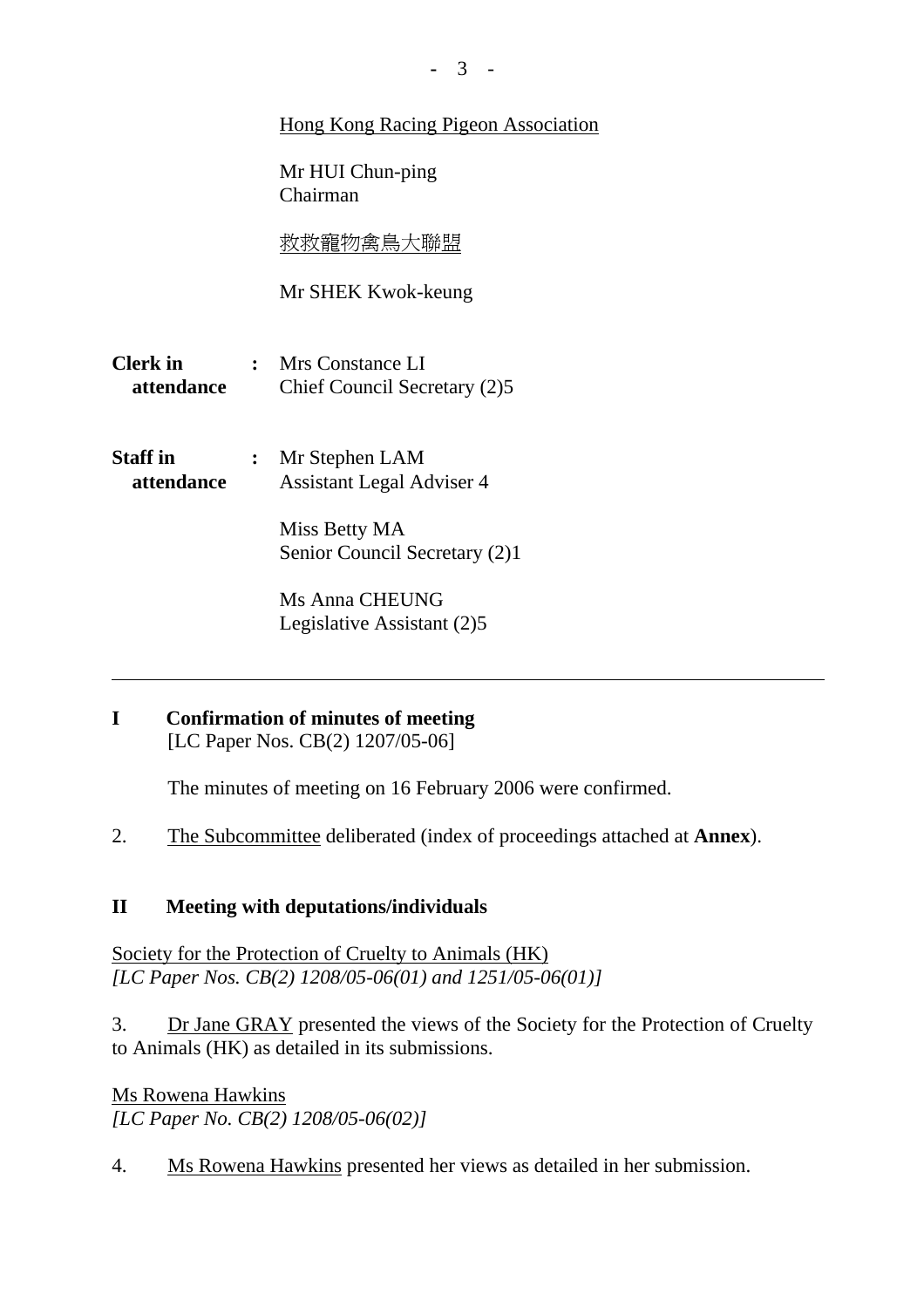Hong Kong Racing Pigeon Association

Mr HUI Chun-ping
Chairman

救救寵物禽鳥大聯盟

Mr SHEK Kwok-keung

| | | |
|---|---|---|
| **Clerk in attendance** | **:** | Mrs Constance LI<br>Chief Council Secretary (2)5 |
| **Staff in attendance** | **:** | Mr Stephen LAM<br>Assistant Legal Adviser 4<br><br>Miss Betty MA<br>Senior Council Secretary (2)1<br><br>Ms Anna CHEUNG<br>Legislative Assistant (2)5 |

---

## I Confirmation of minutes of meeting

[LC Paper Nos. CB(2) 1207/05-06]

The minutes of meeting on 16 February 2006 were confirmed.

2. The Subcommittee deliberated (index of proceedings attached at **Annex**).

## II Meeting with deputations/individuals

Society for the Protection of Cruelty to Animals (HK)
*[LC Paper Nos. CB(2) 1208/05-06(01) and 1251/05-06(01)]*

3. Dr Jane GRAY presented the views of the Society for the Protection of Cruelty to Animals (HK) as detailed in its submissions.

Ms Rowena Hawkins
*[LC Paper No. CB(2) 1208/05-06(02)]*

4. Ms Rowena Hawkins presented her views as detailed in her submission.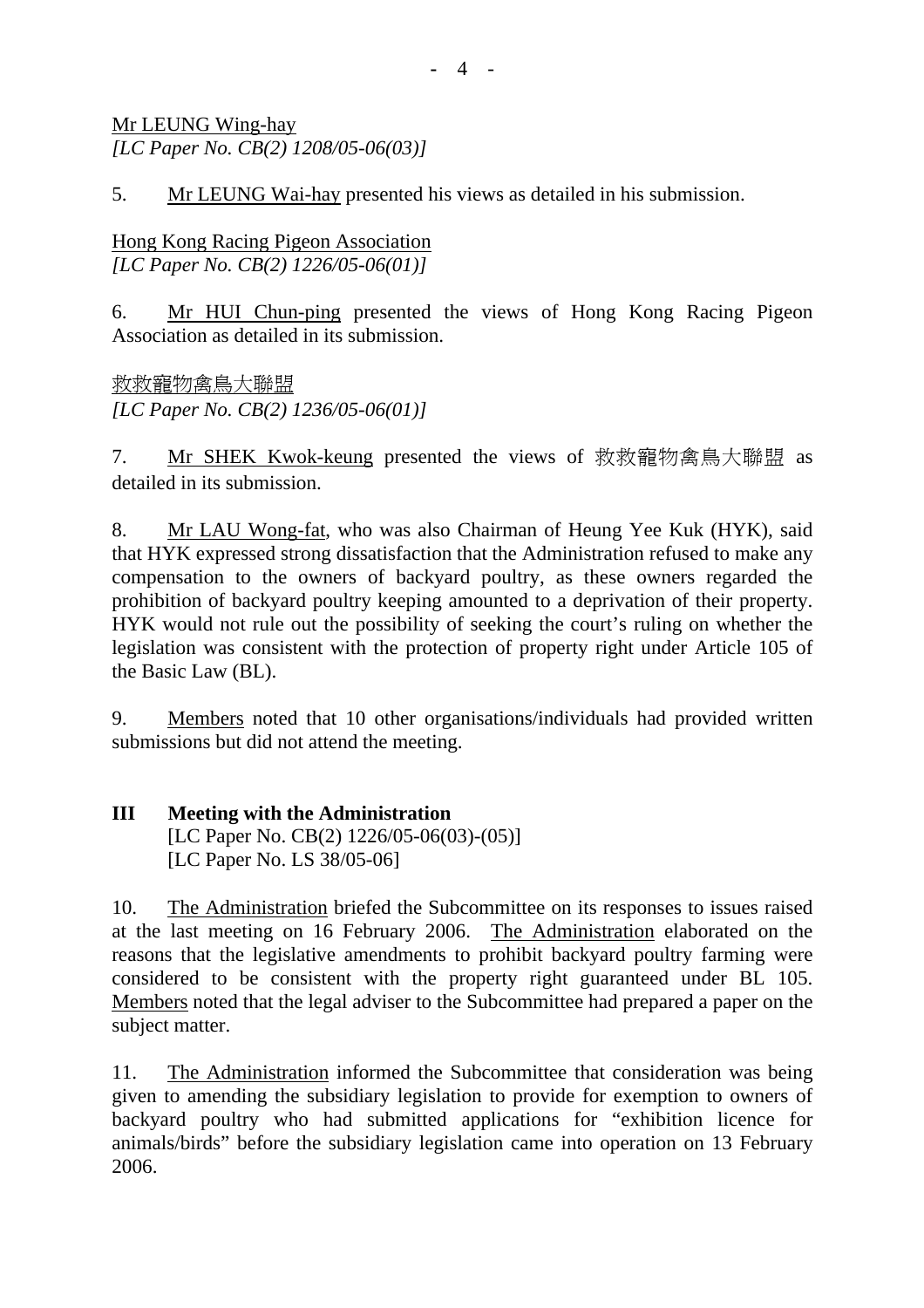Mr LEUNG Wing-hay
*[LC Paper No. CB(2) 1208/05-06(03)]*

5. Mr LEUNG Wai-hay presented his views as detailed in his submission.

Hong Kong Racing Pigeon Association
*[LC Paper No. CB(2) 1226/05-06(01)]*

6. Mr HUI Chun-ping presented the views of Hong Kong Racing Pigeon Association as detailed in its submission.

救救寵物禽鳥大聯盟
*[LC Paper No. CB(2) 1236/05-06(01)]*

7. Mr SHEK Kwok-keung presented the views of 救救寵物禽鳥大聯盟 as detailed in its submission.

8. Mr LAU Wong-fat, who was also Chairman of Heung Yee Kuk (HYK), said that HYK expressed strong dissatisfaction that the Administration refused to make any compensation to the owners of backyard poultry, as these owners regarded the prohibition of backyard poultry keeping amounted to a deprivation of their property. HYK would not rule out the possibility of seeking the court's ruling on whether the legislation was consistent with the protection of property right under Article 105 of the Basic Law (BL).

9. Members noted that 10 other organisations/individuals had provided written submissions but did not attend the meeting.

## III Meeting with the Administration

[LC Paper No. CB(2) 1226/05-06(03)-(05)]
[LC Paper No. LS 38/05-06]

10. The Administration briefed the Subcommittee on its responses to issues raised at the last meeting on 16 February 2006. The Administration elaborated on the reasons that the legislative amendments to prohibit backyard poultry farming were considered to be consistent with the property right guaranteed under BL 105. Members noted that the legal adviser to the Subcommittee had prepared a paper on the subject matter.

11. The Administration informed the Subcommittee that consideration was being given to amending the subsidiary legislation to provide for exemption to owners of backyard poultry who had submitted applications for "exhibition licence for animals/birds" before the subsidiary legislation came into operation on 13 February 2006.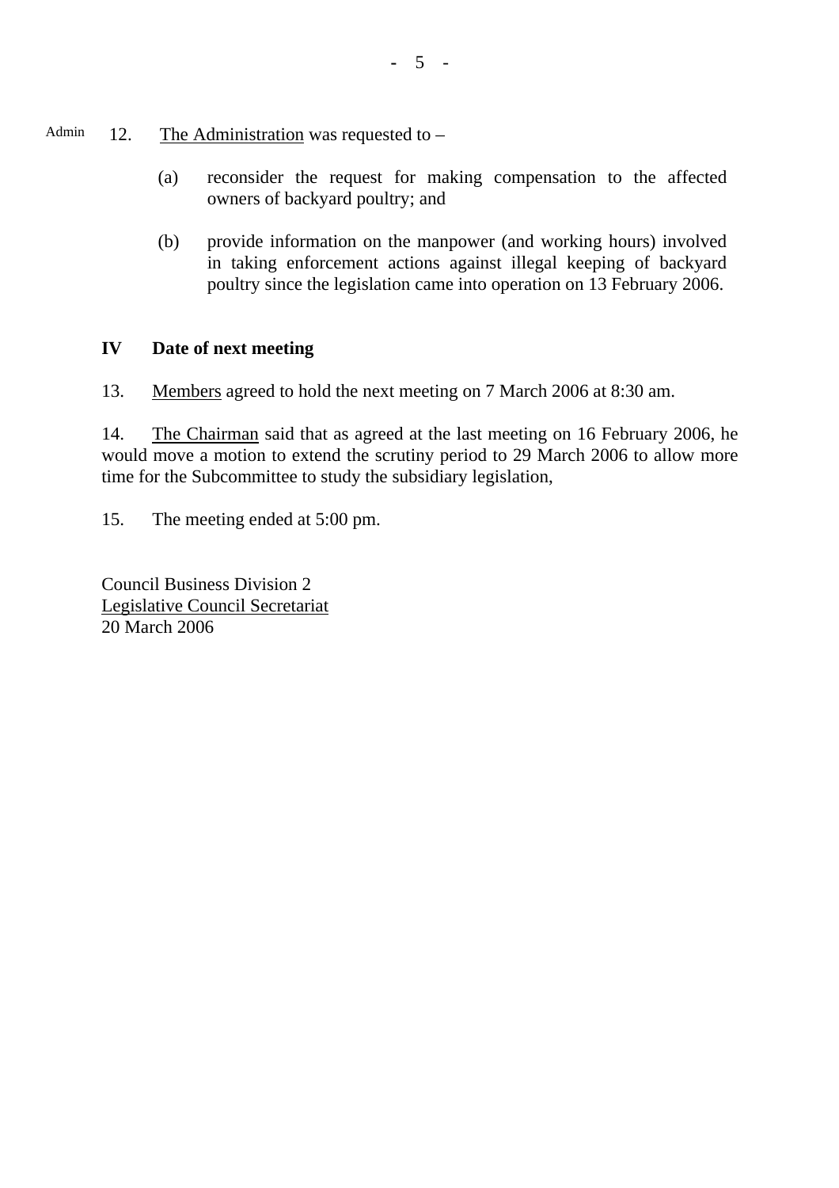Admin 12. The Administration was requested to –

(a) reconsider the request for making compensation to the affected owners of backyard poultry; and

(b) provide information on the manpower (and working hours) involved in taking enforcement actions against illegal keeping of backyard poultry since the legislation came into operation on 13 February 2006.

**IV Date of next meeting**

13. Members agreed to hold the next meeting on 7 March 2006 at 8:30 am.

14. The Chairman said that as agreed at the last meeting on 16 February 2006, he would move a motion to extend the scrutiny period to 29 March 2006 to allow more time for the Subcommittee to study the subsidiary legislation,

15. The meeting ended at 5:00 pm.

Council Business Division 2
Legislative Council Secretariat
20 March 2006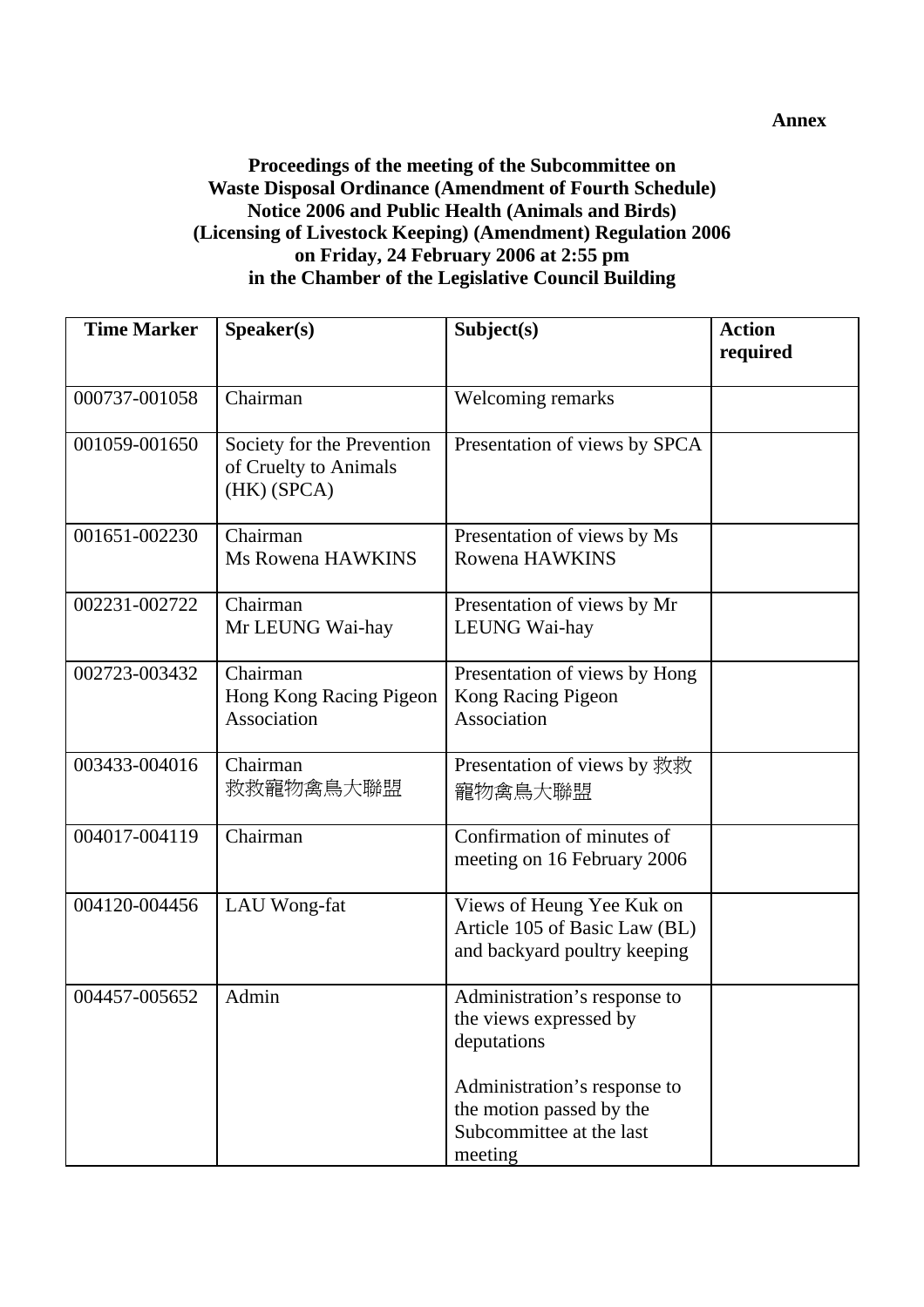**Annex**

**Proceedings of the meeting of the Subcommittee on Waste Disposal Ordinance (Amendment of Fourth Schedule) Notice 2006 and Public Health (Animals and Birds) (Licensing of Livestock Keeping) (Amendment) Regulation 2006 on Friday, 24 February 2006 at 2:55 pm in the Chamber of the Legislative Council Building**

| Time Marker | Speaker(s) | Subject(s) | Action required |
|---|---|---|---|
| 000737-001058 | Chairman | Welcoming remarks | |
| 001059-001650 | Society for the Prevention of Cruelty to Animals (HK) (SPCA) | Presentation of views by SPCA | |
| 001651-002230 | Chairman<br>Ms Rowena HAWKINS | Presentation of views by Ms Rowena HAWKINS | |
| 002231-002722 | Chairman<br>Mr LEUNG Wai-hay | Presentation of views by Mr LEUNG Wai-hay | |
| 002723-003432 | Chairman<br>Hong Kong Racing Pigeon Association | Presentation of views by Hong Kong Racing Pigeon Association | |
| 003433-004016 | Chairman<br>救救寵物禽鳥大聯盟 | Presentation of views by 救救寵物禽鳥大聯盟 | |
| 004017-004119 | Chairman | Confirmation of minutes of meeting on 16 February 2006 | |
| 004120-004456 | LAU Wong-fat | Views of Heung Yee Kuk on Article 105 of Basic Law (BL) and backyard poultry keeping | |
| 004457-005652 | Admin | Administration's response to the views expressed by deputations<br><br>Administration's response to the motion passed by the Subcommittee at the last meeting | |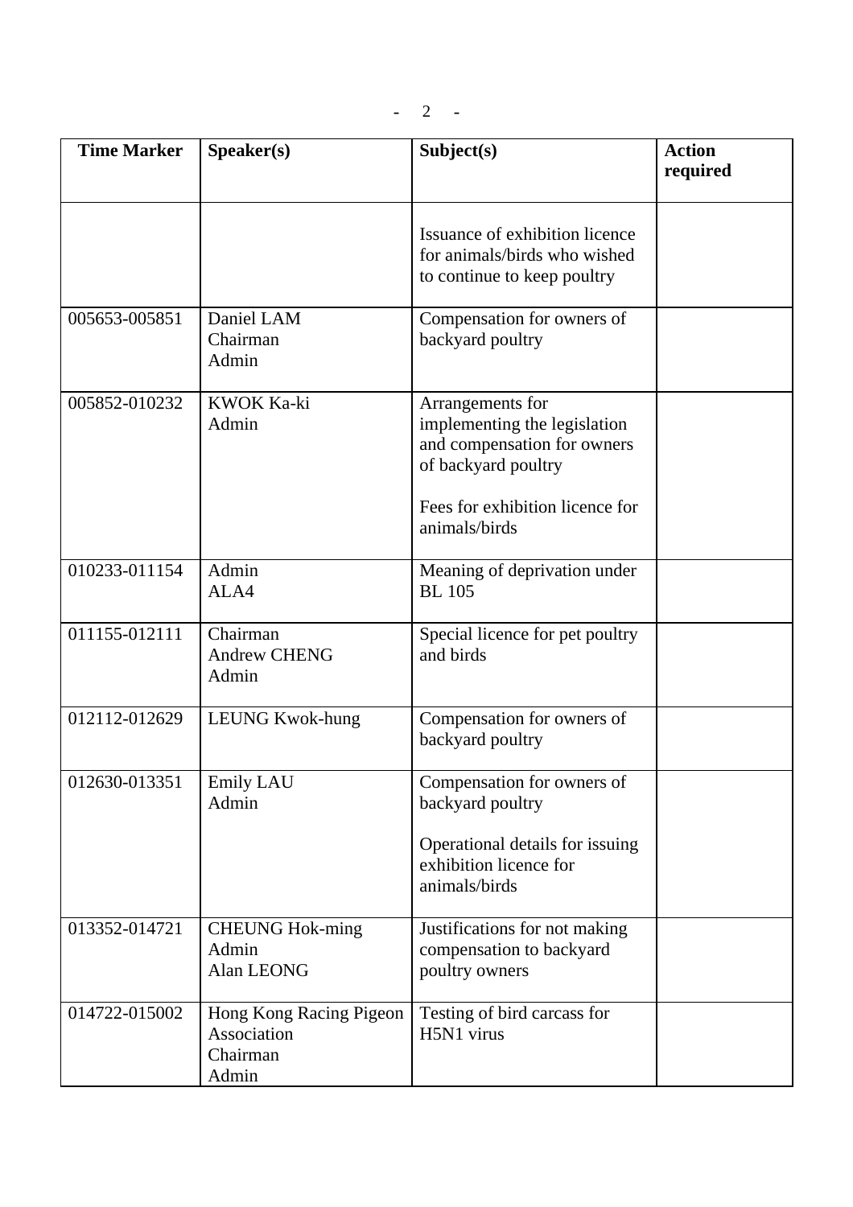| Time Marker | Speaker(s) | Subject(s) | Action required |
|---|---|---|---|
| | | Issuance of exhibition licence for animals/birds who wished to continue to keep poultry | |
| 005653-005851 | Daniel LAM<br>Chairman<br>Admin | Compensation for owners of backyard poultry | |
| 005852-010232 | KWOK Ka-ki<br>Admin | Arrangements for implementing the legislation and compensation for owners of backyard poultry<br><br>Fees for exhibition licence for animals/birds | |
| 010233-011154 | Admin<br>ALA4 | Meaning of deprivation under BL 105 | |
| 011155-012111 | Chairman<br>Andrew CHENG<br>Admin | Special licence for pet poultry and birds | |
| 012112-012629 | LEUNG Kwok-hung | Compensation for owners of backyard poultry | |
| 012630-013351 | Emily LAU<br>Admin | Compensation for owners of backyard poultry<br><br>Operational details for issuing exhibition licence for animals/birds | |
| 013352-014721 | CHEUNG Hok-ming<br>Admin<br>Alan LEONG | Justifications for not making compensation to backyard poultry owners | |
| 014722-015002 | Hong Kong Racing Pigeon Association<br>Chairman<br>Admin | Testing of bird carcass for H5N1 virus | |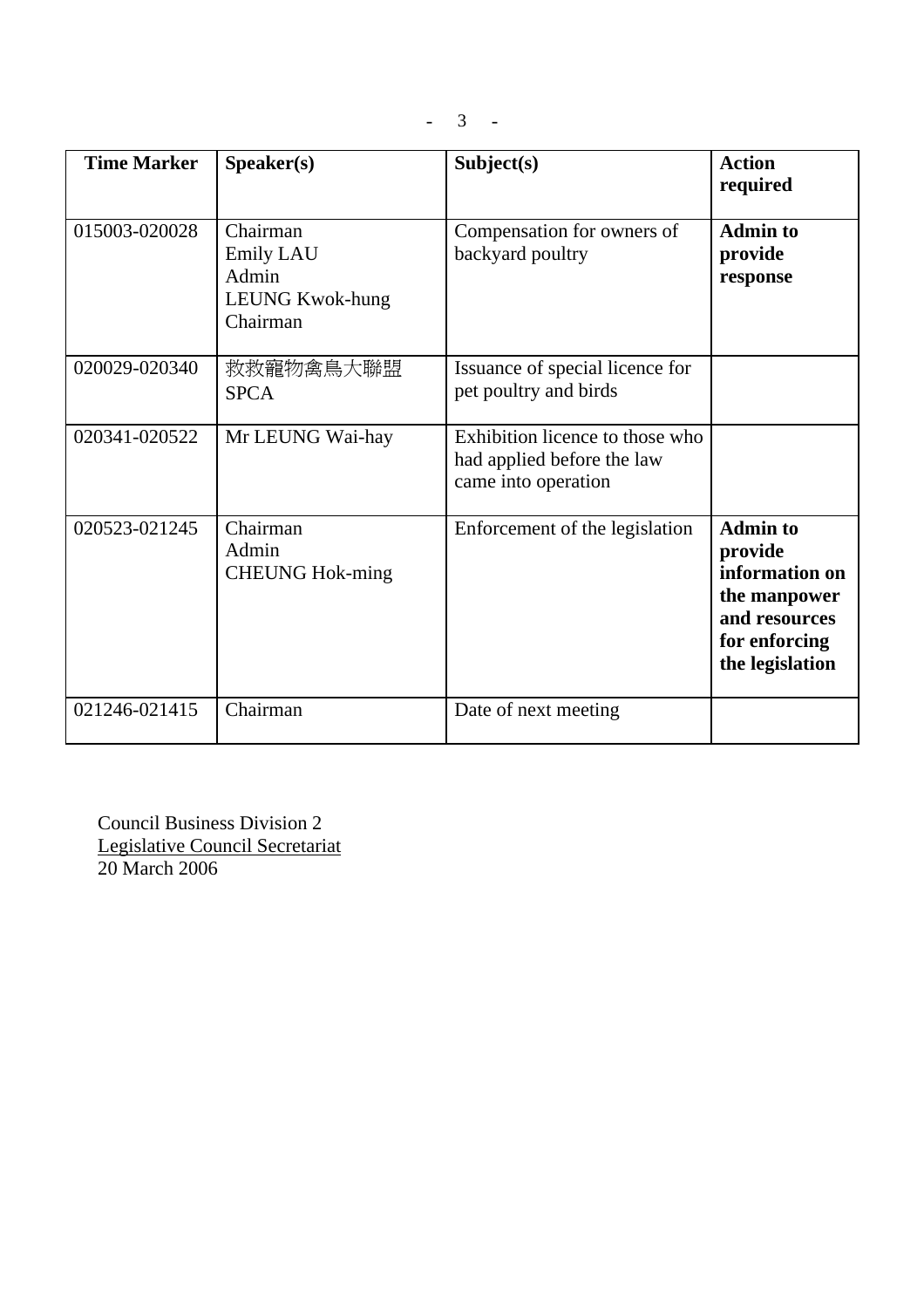| **Time Marker** | **Speaker(s)** | **Subject(s)** | **Action required** |
|---|---|---|---|
| 015003-020028 | Chairman<br>Emily LAU<br>Admin<br>LEUNG Kwok-hung<br>Chairman | Compensation for owners of backyard poultry | **Admin to provide response** |
| 020029-020340 | 救救寵物禽鳥大聯盟<br>SPCA | Issuance of special licence for pet poultry and birds | |
| 020341-020522 | Mr LEUNG Wai-hay | Exhibition licence to those who had applied before the law came into operation | |
| 020523-021245 | Chairman<br>Admin<br>CHEUNG Hok-ming | Enforcement of the legislation | **Admin to provide information on the manpower and resources for enforcing the legislation** |
| 021246-021415 | Chairman | Date of next meeting | |

Council Business Division 2
Legislative Council Secretariat
20 March 2006